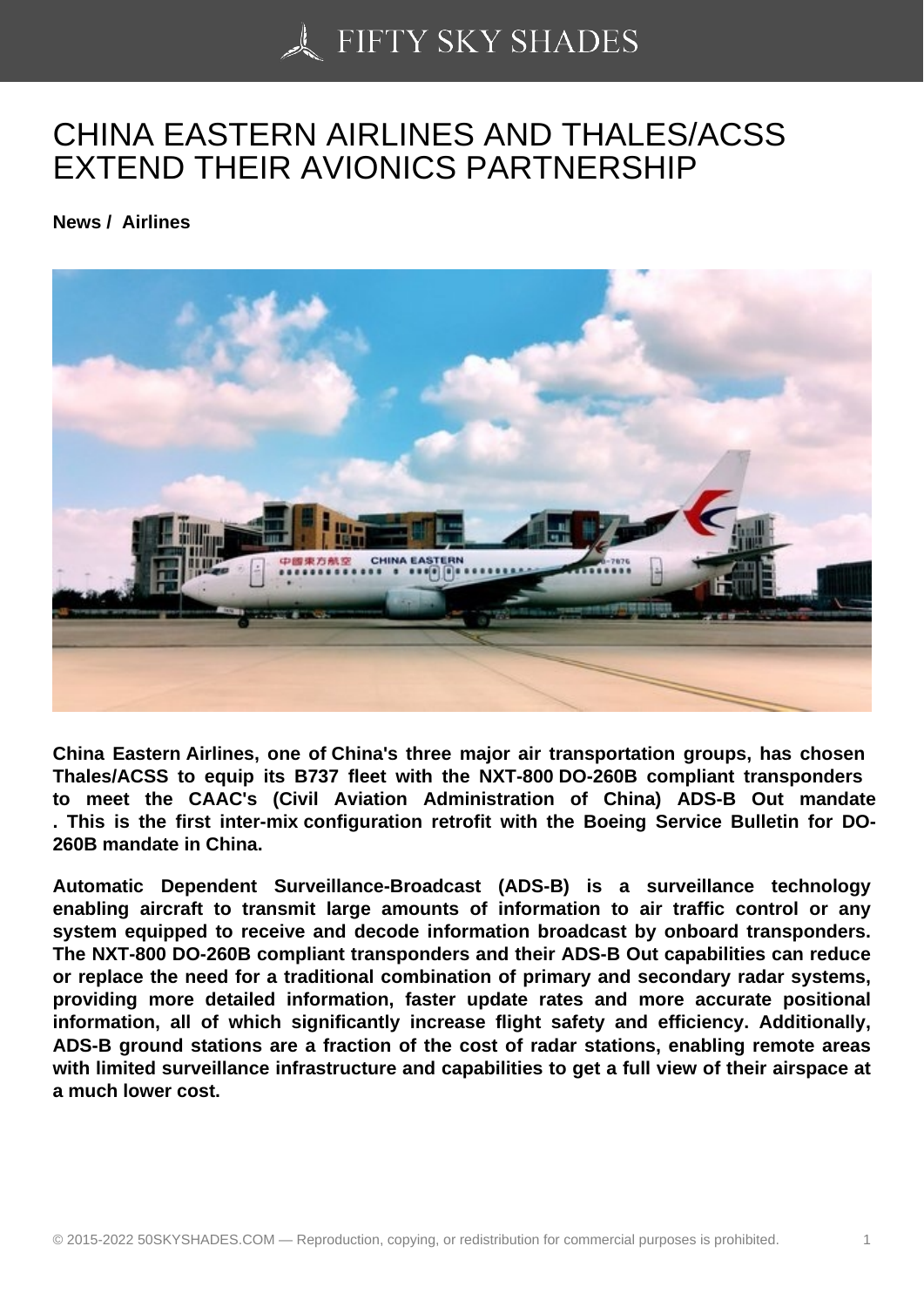# CHINA EASTERN AIRLINES AND THALES/ACSS EXTEND THEIR AVIONICS PARTNERSHIP

**News / Airlines**

**China Eastern Airlines, one of China's three major air transportation groups, has chosen Thales/ACSS to equip its B737 fleet with the NXT-800 DO-260B compliant transponders to meet the CAAC's (Civil Aviation Administration of China) ADS-B Out mandate . This is the first inter-mix configuration retrofit with the Boeing Service Bulletin for DO-260B mandate in China.**

**Automatic Dependent Surveillance-Broadcast (ADS-B) is a surveillance technology enabling aircraft to transmit large amounts of information to air traffic control or any system equipped to receive and decode information broadcast by onboard transponders. The NXT-800 DO-260B compliant transponders and their ADS-B Out capabilities can reduce or replace the need for a traditional combination of primary and secondary radar systems, providing more detailed information, faster update rates and more accurate positional information, all of which significantly increase flight safety and efficiency. Additionally, ADS-B ground stations are a fraction of the cost of radar stations, enabling remote areas with limited surveillance infrastructure and capabilities to get a full view of their airspace at a much lower cost.**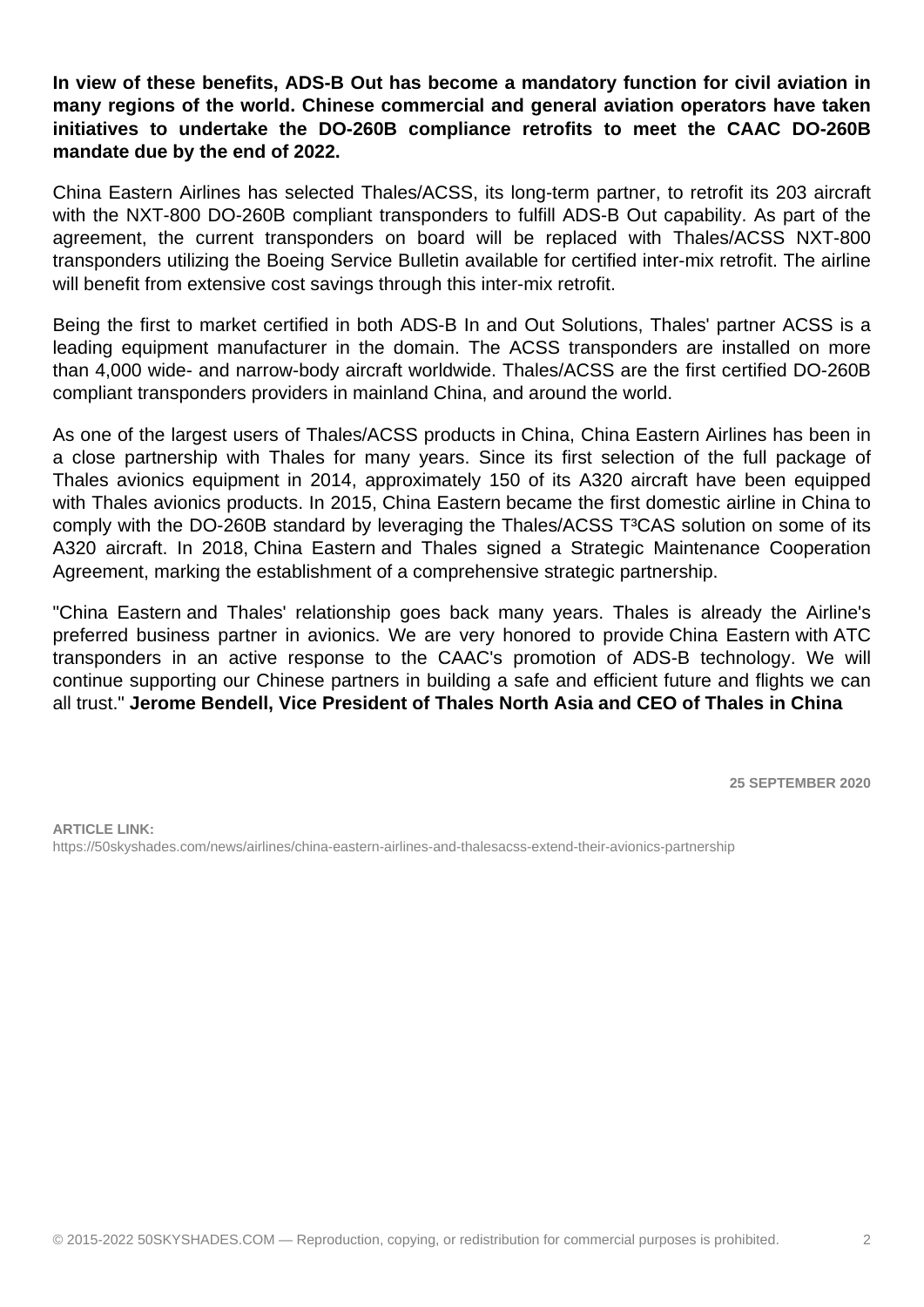**In view of these benefits, ADS-B Out has become a mandatory function for civil aviation in many regions of the world. Chinese commercial and general aviation operators have taken initiatives to undertake the DO-260B compliance retrofits to meet the CAAC DO-260B mandate due by the end of 2022.**

China Eastern Airlines has selected Thales/ACSS, its long-term partner, to retrofit its 203 aircraft with the NXT-800 DO-260B compliant transponders to fulfill ADS-B Out capability. As part of the agreement, the current transponders on board will be replaced with Thales/ACSS NXT-800 transponders utilizing the Boeing Service Bulletin available for certified inter-mix retrofit. The airline will benefit from extensive cost savings through this inter-mix retrofit.

Being the first to market certified in both ADS-B In and Out Solutions, Thales' partner ACSS is a leading equipment manufacturer in the domain. The ACSS transponders are installed on more than 4,000 wide- and narrow-body aircraft worldwide. Thales/ACSS are the first certified DO-260B compliant transponders providers in mainland China, and around the world.

As one of the largest users of Thales/ACSS products in China, China Eastern Airlines has been in a close partnership with Thales for many years. Since its first selection of the full package of Thales avionics equipment in 2014, approximately 150 of its A320 aircraft have been equipped with Thales avionics products. In 2015, China Eastern became the first domestic airline in China to comply with the DO-260B standard by leveraging the Thales/ACSS T$^3$CAS solution on some of its A320 aircraft. In 2018, China Eastern and Thales signed a Strategic Maintenance Cooperation Agreement, marking the establishment of a comprehensive strategic partnership.

"China Eastern and Thales' relationship goes back many years. Thales is already the Airline's preferred business partner in avionics. We are very honored to provide China Eastern with ATC transponders in an active response to the CAAC's promotion of ADS-B technology. We will continue supporting our Chinese partners in building a safe and efficient future and flights we can all trust." **Jerome Bendell, Vice President of Thales North Asia and CEO of Thales in China**

**25 SEPTEMBER 2020**

**ARTICLE LINK:**
https://50skyshades.com/news/airlines/china-eastern-airlines-and-thalesacss-extend-their-avionics-partnership